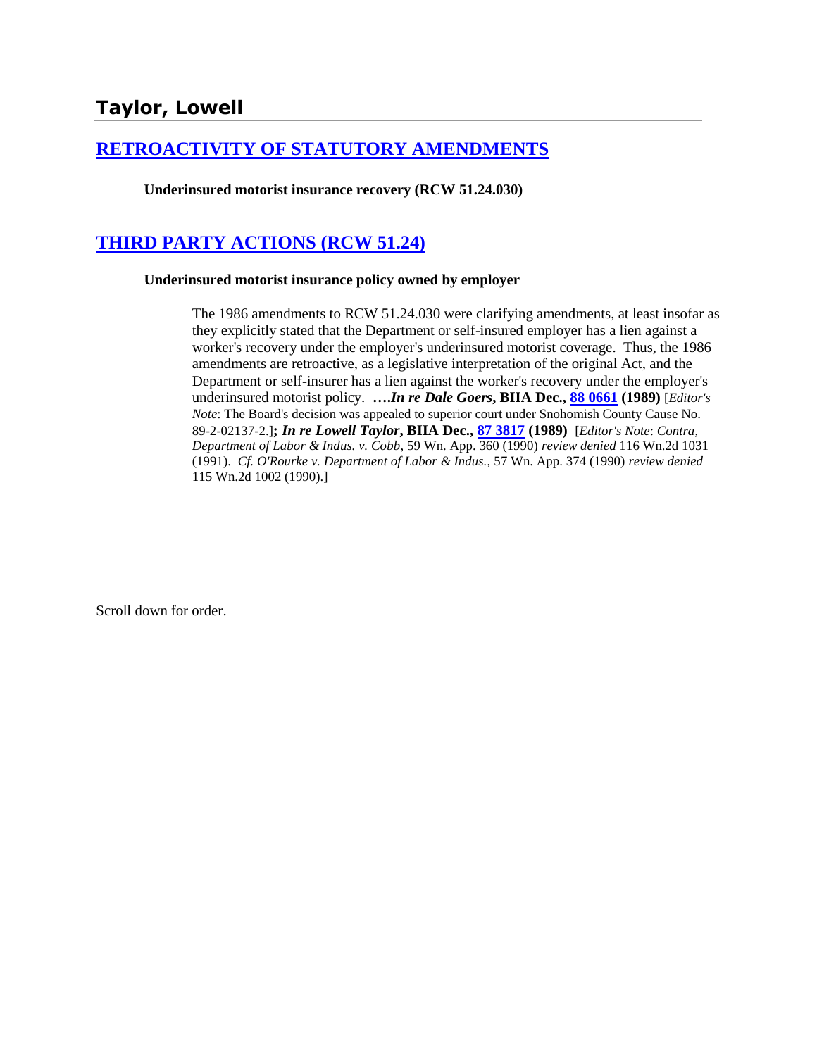# Taylor, Lowell

## [RETROACTIVITY OF STATUTORY AMENDMENTS](#)

**Underinsured motorist insurance recovery (RCW 51.24.030)**

## [THIRD PARTY ACTIONS (RCW 51.24)](#)

**Underinsured motorist insurance policy owned by employer**

The 1986 amendments to RCW 51.24.030 were clarifying amendments, at least insofar as they explicitly stated that the Department or self-insured employer has a lien against a worker's recovery under the employer's underinsured motorist coverage. Thus, the 1986 amendments are retroactive, as a legislative interpretation of the original Act, and the Department or self-insurer has a lien against the worker's recovery under the employer's underinsured motorist policy. ****….In re Dale Goers*, BIIA Dec., [88 0661](#) (1989)** [*Editor's Note*: The Board's decision was appealed to superior court under Snohomish County Cause No. 89-2-02137-2.]**; *In re Lowell Taylor*, BIIA Dec., [87 3817](#) (1989)** [*Editor's Note*: *Contra*, *Department of Labor & Indus. v. Cobb*, 59 Wn. App. 360 (1990) *review denied* 116 Wn.2d 1031 (1991). *Cf. O'Rourke v. Department of Labor & Indus.*, 57 Wn. App. 374 (1990) *review denied* 115 Wn.2d 1002 (1990).]

Scroll down for order.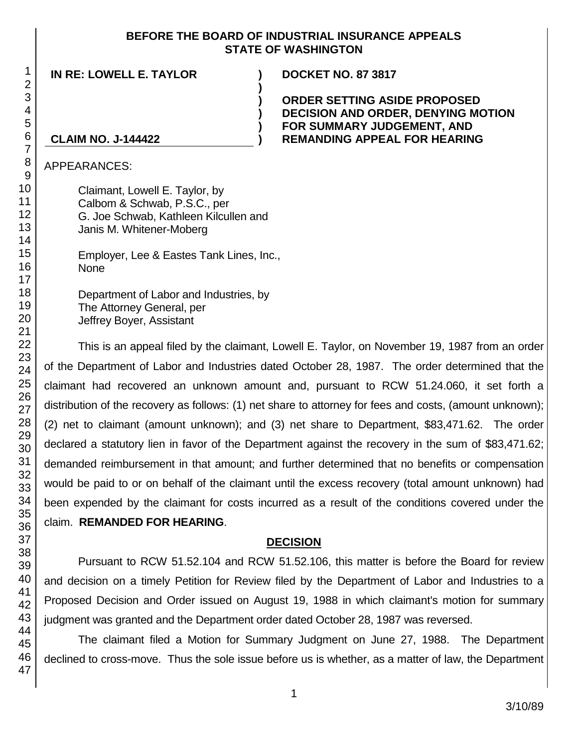# BEFORE THE BOARD OF INDUSTRIAL INSURANCE APPEALS
# STATE OF WASHINGTON

**IN RE: LOWELL E. TAYLOR** ) **DOCKET NO. 87 3817**

**CLAIM NO. J-144422** ) **ORDER SETTING ASIDE PROPOSED DECISION AND ORDER, DENYING MOTION FOR SUMMARY JUDGEMENT, AND REMANDING APPEAL FOR HEARING**

APPEARANCES:

Claimant, Lowell E. Taylor, by
Calbom & Schwab, P.S.C., per
G. Joe Schwab, Kathleen Kilcullen and
Janis M. Whitener-Moberg

Employer, Lee & Eastes Tank Lines, Inc.,
None

Department of Labor and Industries, by
The Attorney General, per
Jeffrey Boyer, Assistant

This is an appeal filed by the claimant, Lowell E. Taylor, on November 19, 1987 from an order of the Department of Labor and Industries dated October 28, 1987. The order determined that the claimant had recovered an unknown amount and, pursuant to RCW 51.24.060, it set forth a distribution of the recovery as follows: (1) net share to attorney for fees and costs, (amount unknown); (2) net to claimant (amount unknown); and (3) net share to Department, $83,471.62. The order declared a statutory lien in favor of the Department against the recovery in the sum of $83,471.62; demanded reimbursement in that amount; and further determined that no benefits or compensation would be paid to or on behalf of the claimant until the excess recovery (total amount unknown) had been expended by the claimant for costs incurred as a result of the conditions covered under the claim. **REMANDED FOR HEARING**.

## DECISION

Pursuant to RCW 51.52.104 and RCW 51.52.106, this matter is before the Board for review and decision on a timely Petition for Review filed by the Department of Labor and Industries to a Proposed Decision and Order issued on August 19, 1988 in which claimant's motion for summary judgment was granted and the Department order dated October 28, 1987 was reversed.

The claimant filed a Motion for Summary Judgment on June 27, 1988. The Department declined to cross-move. Thus the sole issue before us is whether, as a matter of law, the Department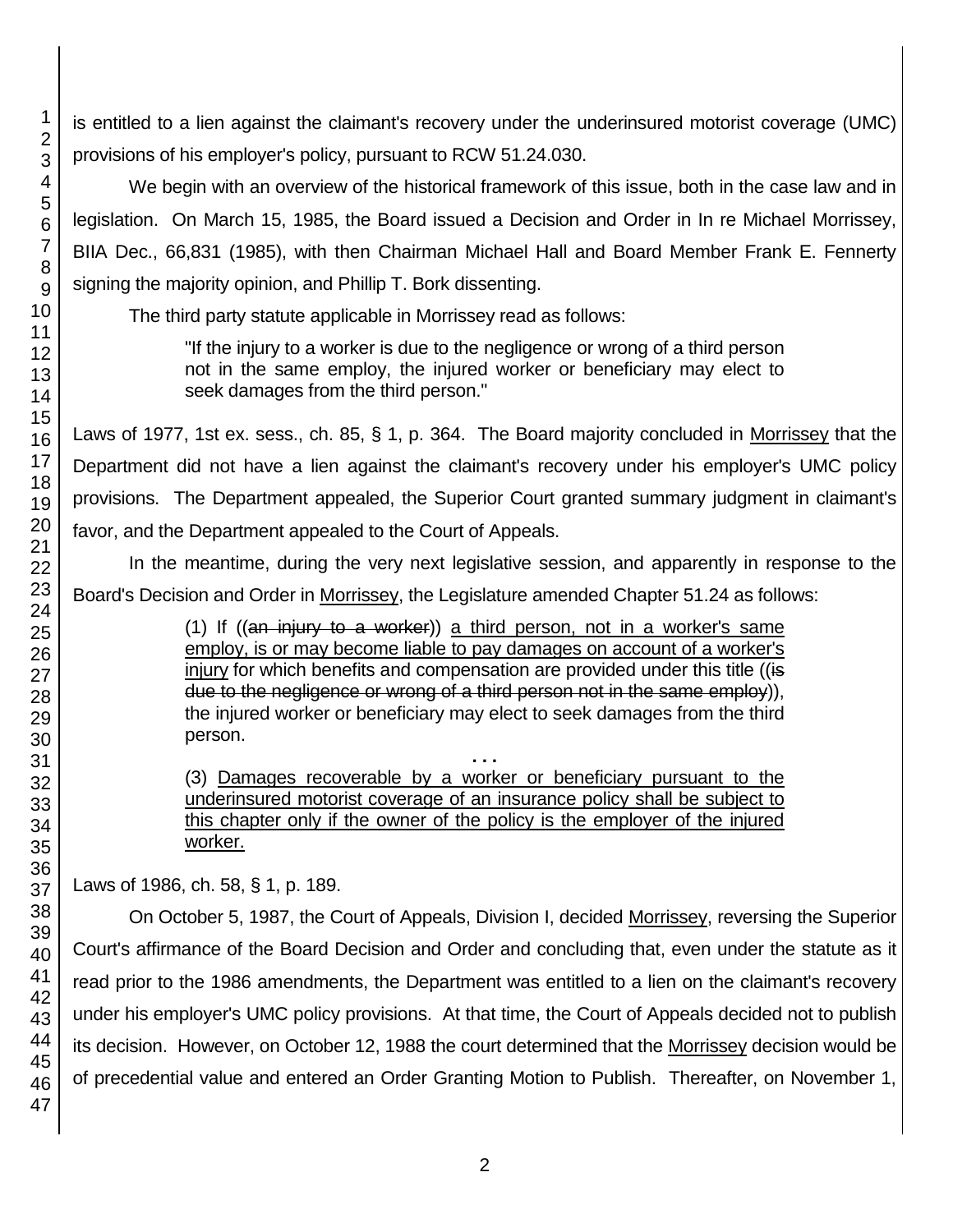is entitled to a lien against the claimant's recovery under the underinsured motorist coverage (UMC) provisions of his employer's policy, pursuant to RCW 51.24.030.

We begin with an overview of the historical framework of this issue, both in the case law and in legislation. On March 15, 1985, the Board issued a Decision and Order in In re Michael Morrissey, BIIA Dec., 66,831 (1985), with then Chairman Michael Hall and Board Member Frank E. Fennerty signing the majority opinion, and Phillip T. Bork dissenting.

The third party statute applicable in Morrissey read as follows:

> "If the injury to a worker is due to the negligence or wrong of a third person not in the same employ, the injured worker or beneficiary may elect to seek damages from the third person."

Laws of 1977, 1st ex. sess., ch. 85, § 1, p. 364. The Board majority concluded in Morrissey that the Department did not have a lien against the claimant's recovery under his employer's UMC policy provisions. The Department appealed, the Superior Court granted summary judgment in claimant's favor, and the Department appealed to the Court of Appeals.

In the meantime, during the very next legislative session, and apparently in response to the Board's Decision and Order in Morrissey, the Legislature amended Chapter 51.24 as follows:

> (1) If ((~~an injury to a worker~~)) <u>a third person, not in a worker's same employ, is or may become liable to pay damages on account of a worker's injury</u> for which benefits and compensation are provided under this title ((~~is due to the negligence or wrong of a third person not in the same employ~~)), the injured worker or beneficiary may elect to seek damages from the third person.
>
> . . .
>
> (3) <u>Damages recoverable by a worker or beneficiary pursuant to the underinsured motorist coverage of an insurance policy shall be subject to this chapter only if the owner of the policy is the employer of the injured worker.</u>

Laws of 1986, ch. 58, § 1, p. 189.

On October 5, 1987, the Court of Appeals, Division I, decided Morrissey, reversing the Superior Court's affirmance of the Board Decision and Order and concluding that, even under the statute as it read prior to the 1986 amendments, the Department was entitled to a lien on the claimant's recovery under his employer's UMC policy provisions. At that time, the Court of Appeals decided not to publish its decision. However, on October 12, 1988 the court determined that the Morrissey decision would be of precedential value and entered an Order Granting Motion to Publish. Thereafter, on November 1,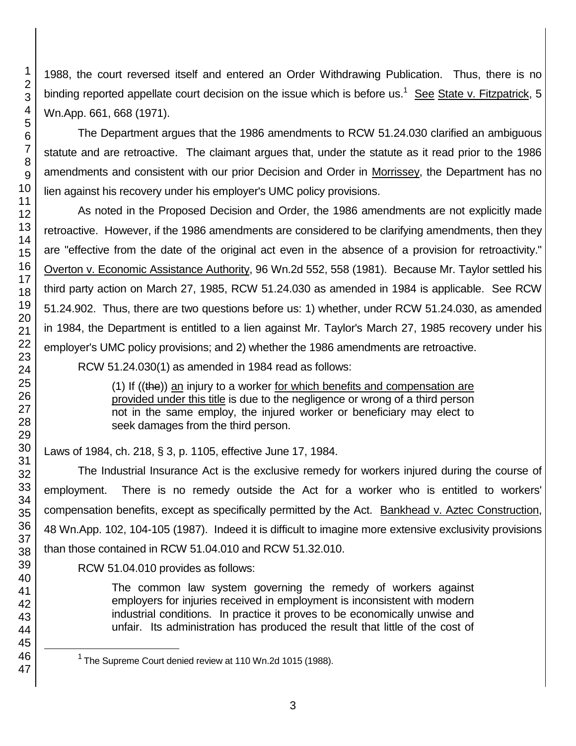1988, the court reversed itself and entered an Order Withdrawing Publication. Thus, there is no binding reported appellate court decision on the issue which is before us.[1] See State v. Fitzpatrick, 5 Wn.App. 661, 668 (1971).

The Department argues that the 1986 amendments to RCW 51.24.030 clarified an ambiguous statute and are retroactive. The claimant argues that, under the statute as it read prior to the 1986 amendments and consistent with our prior Decision and Order in Morrissey, the Department has no lien against his recovery under his employer's UMC policy provisions.

As noted in the Proposed Decision and Order, the 1986 amendments are not explicitly made retroactive. However, if the 1986 amendments are considered to be clarifying amendments, then they are "effective from the date of the original act even in the absence of a provision for retroactivity." Overton v. Economic Assistance Authority, 96 Wn.2d 552, 558 (1981). Because Mr. Taylor settled his third party action on March 27, 1985, RCW 51.24.030 as amended in 1984 is applicable. See RCW 51.24.902. Thus, there are two questions before us: 1) whether, under RCW 51.24.030, as amended in 1984, the Department is entitled to a lien against Mr. Taylor's March 27, 1985 recovery under his employer's UMC policy provisions; and 2) whether the 1986 amendments are retroactive.

RCW 51.24.030(1) as amended in 1984 read as follows:

> (1) If ((~~the~~)) an injury to a worker for which benefits and compensation are provided under this title is due to the negligence or wrong of a third person not in the same employ, the injured worker or beneficiary may elect to seek damages from the third person.

Laws of 1984, ch. 218, § 3, p. 1105, effective June 17, 1984.

The Industrial Insurance Act is the exclusive remedy for workers injured during the course of employment. There is no remedy outside the Act for a worker who is entitled to workers' compensation benefits, except as specifically permitted by the Act. Bankhead v. Aztec Construction, 48 Wn.App. 102, 104-105 (1987). Indeed it is difficult to imagine more extensive exclusivity provisions than those contained in RCW 51.04.010 and RCW 51.32.010.

RCW 51.04.010 provides as follows:

> The common law system governing the remedy of workers against employers for injuries received in employment is inconsistent with modern industrial conditions. In practice it proves to be economically unwise and unfair. Its administration has produced the result that little of the cost of

[1] The Supreme Court denied review at 110 Wn.2d 1015 (1988).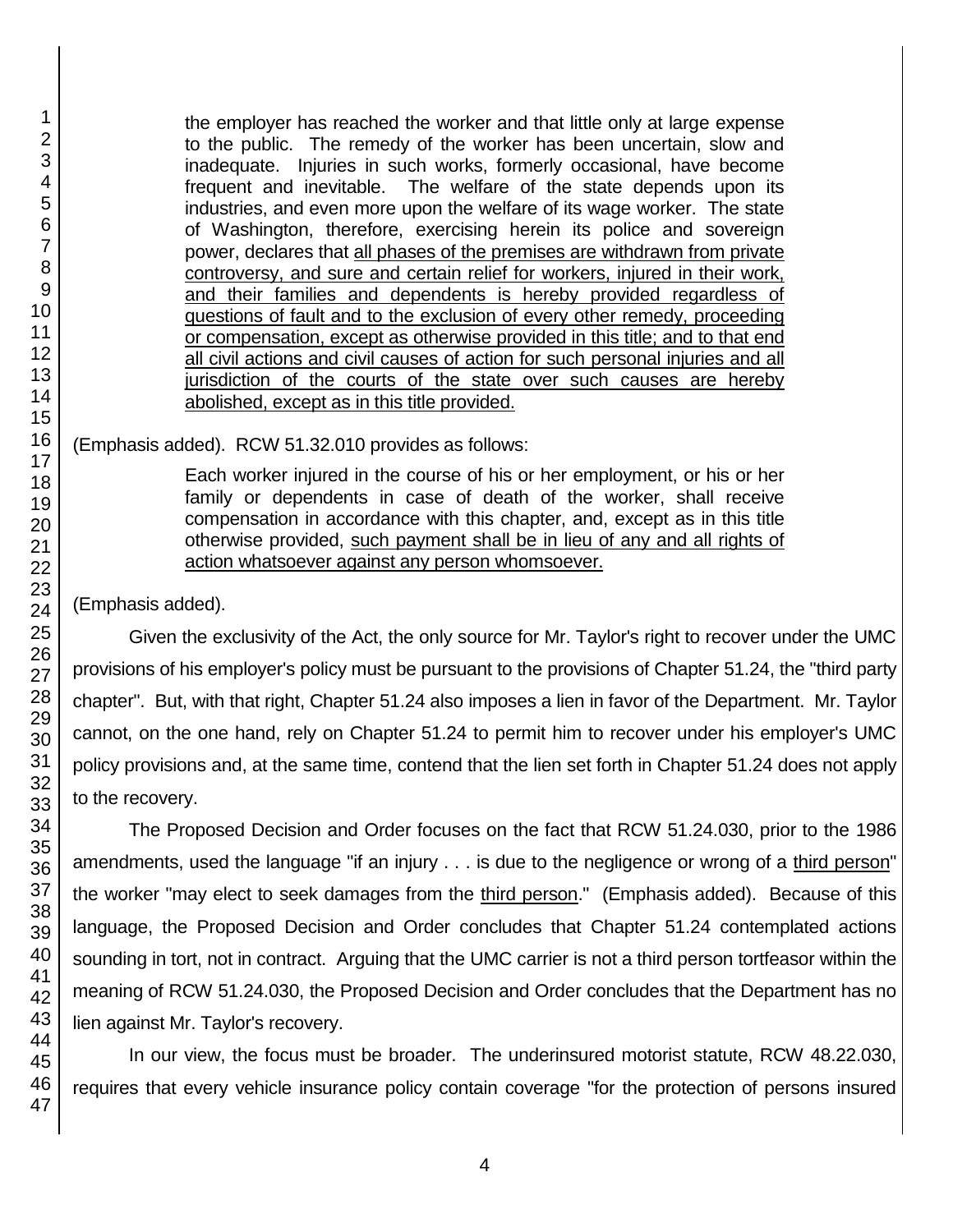> the employer has reached the worker and that little only at large expense to the public. The remedy of the worker has been uncertain, slow and inadequate. Injuries in such works, formerly occasional, have become frequent and inevitable. The welfare of the state depends upon its industries, and even more upon the welfare of its wage worker. The state of Washington, therefore, exercising herein its police and sovereign power, declares that <u>all phases of the premises are withdrawn from private controversy, and sure and certain relief for workers, injured in their work, and their families and dependents is hereby provided regardless of questions of fault and to the exclusion of every other remedy, proceeding or compensation, except as otherwise provided in this title; and to that end all civil actions and civil causes of action for such personal injuries and all jurisdiction of the courts of the state over such causes are hereby abolished, except as in this title provided.</u>

(Emphasis added). RCW 51.32.010 provides as follows:

> Each worker injured in the course of his or her employment, or his or her family or dependents in case of death of the worker, shall receive compensation in accordance with this chapter, and, except as in this title otherwise provided, <u>such payment shall be in lieu of any and all rights of action whatsoever against any person whomsoever.</u>

(Emphasis added).

Given the exclusivity of the Act, the only source for Mr. Taylor's right to recover under the UMC provisions of his employer's policy must be pursuant to the provisions of Chapter 51.24, the "third party chapter". But, with that right, Chapter 51.24 also imposes a lien in favor of the Department. Mr. Taylor cannot, on the one hand, rely on Chapter 51.24 to permit him to recover under his employer's UMC policy provisions and, at the same time, contend that the lien set forth in Chapter 51.24 does not apply to the recovery.

The Proposed Decision and Order focuses on the fact that RCW 51.24.030, prior to the 1986 amendments, used the language "if an injury . . . is due to the negligence or wrong of a <u>third person</u>" the worker "may elect to seek damages from the <u>third person</u>." (Emphasis added). Because of this language, the Proposed Decision and Order concludes that Chapter 51.24 contemplated actions sounding in tort, not in contract. Arguing that the UMC carrier is not a third person tortfeasor within the meaning of RCW 51.24.030, the Proposed Decision and Order concludes that the Department has no lien against Mr. Taylor's recovery.

In our view, the focus must be broader. The underinsured motorist statute, RCW 48.22.030, requires that every vehicle insurance policy contain coverage "for the protection of persons insured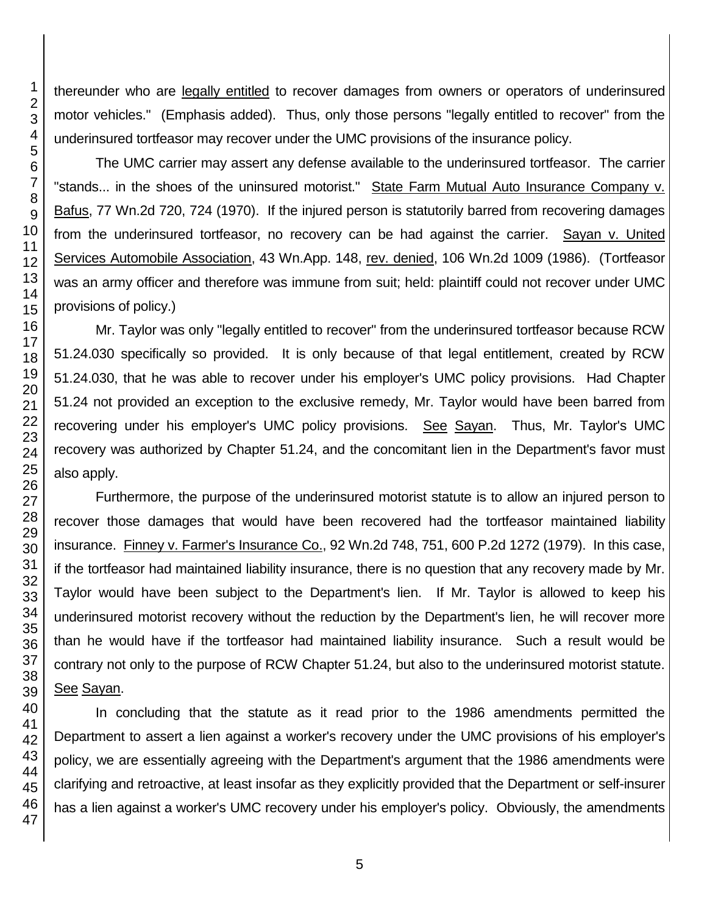thereunder who are legally entitled to recover damages from owners or operators of underinsured motor vehicles." (Emphasis added). Thus, only those persons "legally entitled to recover" from the underinsured tortfeasor may recover under the UMC provisions of the insurance policy.

The UMC carrier may assert any defense available to the underinsured tortfeasor. The carrier "stands... in the shoes of the uninsured motorist." State Farm Mutual Auto Insurance Company v. Bafus, 77 Wn.2d 720, 724 (1970). If the injured person is statutorily barred from recovering damages from the underinsured tortfeasor, no recovery can be had against the carrier. Sayan v. United Services Automobile Association, 43 Wn.App. 148, rev. denied, 106 Wn.2d 1009 (1986). (Tortfeasor was an army officer and therefore was immune from suit; held: plaintiff could not recover under UMC provisions of policy.)

Mr. Taylor was only "legally entitled to recover" from the underinsured tortfeasor because RCW 51.24.030 specifically so provided. It is only because of that legal entitlement, created by RCW 51.24.030, that he was able to recover under his employer's UMC policy provisions. Had Chapter 51.24 not provided an exception to the exclusive remedy, Mr. Taylor would have been barred from recovering under his employer's UMC policy provisions. See Sayan. Thus, Mr. Taylor's UMC recovery was authorized by Chapter 51.24, and the concomitant lien in the Department's favor must also apply.

Furthermore, the purpose of the underinsured motorist statute is to allow an injured person to recover those damages that would have been recovered had the tortfeasor maintained liability insurance. Finney v. Farmer's Insurance Co., 92 Wn.2d 748, 751, 600 P.2d 1272 (1979). In this case, if the tortfeasor had maintained liability insurance, there is no question that any recovery made by Mr. Taylor would have been subject to the Department's lien. If Mr. Taylor is allowed to keep his underinsured motorist recovery without the reduction by the Department's lien, he will recover more than he would have if the tortfeasor had maintained liability insurance. Such a result would be contrary not only to the purpose of RCW Chapter 51.24, but also to the underinsured motorist statute. See Sayan.

In concluding that the statute as it read prior to the 1986 amendments permitted the Department to assert a lien against a worker's recovery under the UMC provisions of his employer's policy, we are essentially agreeing with the Department's argument that the 1986 amendments were clarifying and retroactive, at least insofar as they explicitly provided that the Department or self-insurer has a lien against a worker's UMC recovery under his employer's policy. Obviously, the amendments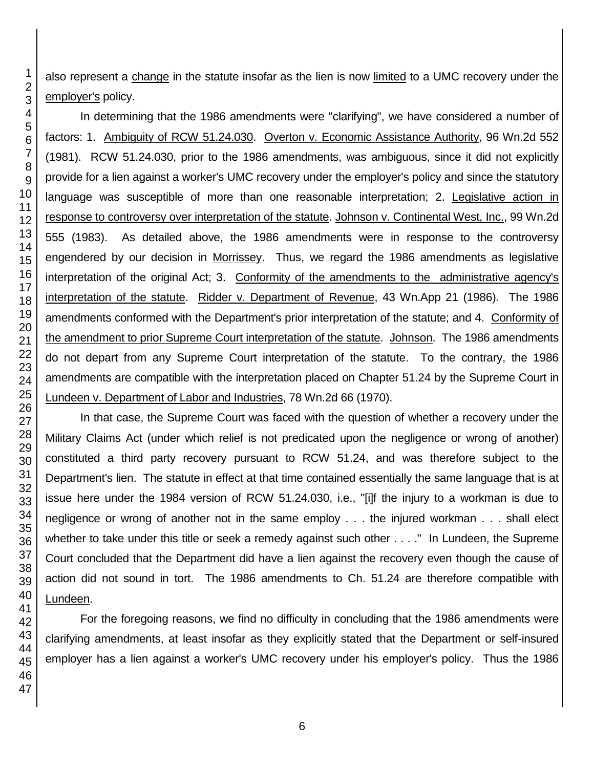also represent a change in the statute insofar as the lien is now limited to a UMC recovery under the employer's policy.

In determining that the 1986 amendments were "clarifying", we have considered a number of factors: 1. Ambiguity of RCW 51.24.030. Overton v. Economic Assistance Authority, 96 Wn.2d 552 (1981). RCW 51.24.030, prior to the 1986 amendments, was ambiguous, since it did not explicitly provide for a lien against a worker's UMC recovery under the employer's policy and since the statutory language was susceptible of more than one reasonable interpretation; 2. Legislative action in response to controversy over interpretation of the statute. Johnson v. Continental West, Inc., 99 Wn.2d 555 (1983). As detailed above, the 1986 amendments were in response to the controversy engendered by our decision in Morrissey. Thus, we regard the 1986 amendments as legislative interpretation of the original Act; 3. Conformity of the amendments to the administrative agency's interpretation of the statute. Ridder v. Department of Revenue, 43 Wn.App 21 (1986). The 1986 amendments conformed with the Department's prior interpretation of the statute; and 4. Conformity of the amendment to prior Supreme Court interpretation of the statute. Johnson. The 1986 amendments do not depart from any Supreme Court interpretation of the statute. To the contrary, the 1986 amendments are compatible with the interpretation placed on Chapter 51.24 by the Supreme Court in Lundeen v. Department of Labor and Industries, 78 Wn.2d 66 (1970).

In that case, the Supreme Court was faced with the question of whether a recovery under the Military Claims Act (under which relief is not predicated upon the negligence or wrong of another) constituted a third party recovery pursuant to RCW 51.24, and was therefore subject to the Department's lien. The statute in effect at that time contained essentially the same language that is at issue here under the 1984 version of RCW 51.24.030, i.e., "[i]f the injury to a workman is due to negligence or wrong of another not in the same employ . . . the injured workman . . . shall elect whether to take under this title or seek a remedy against such other . . . ." In Lundeen, the Supreme Court concluded that the Department did have a lien against the recovery even though the cause of action did not sound in tort. The 1986 amendments to Ch. 51.24 are therefore compatible with Lundeen.

For the foregoing reasons, we find no difficulty in concluding that the 1986 amendments were clarifying amendments, at least insofar as they explicitly stated that the Department or self-insured employer has a lien against a worker's UMC recovery under his employer's policy. Thus the 1986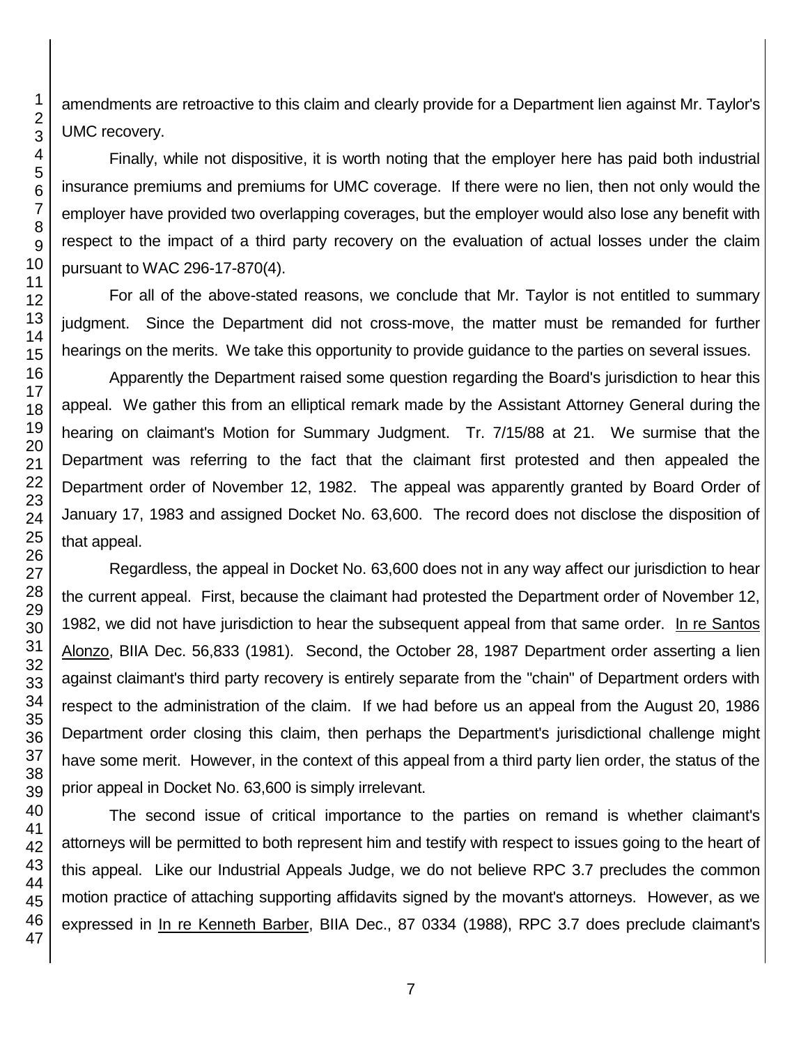amendments are retroactive to this claim and clearly provide for a Department lien against Mr. Taylor's UMC recovery.

Finally, while not dispositive, it is worth noting that the employer here has paid both industrial insurance premiums and premiums for UMC coverage. If there were no lien, then not only would the employer have provided two overlapping coverages, but the employer would also lose any benefit with respect to the impact of a third party recovery on the evaluation of actual losses under the claim pursuant to WAC 296-17-870(4).

For all of the above-stated reasons, we conclude that Mr. Taylor is not entitled to summary judgment. Since the Department did not cross-move, the matter must be remanded for further hearings on the merits. We take this opportunity to provide guidance to the parties on several issues.

Apparently the Department raised some question regarding the Board's jurisdiction to hear this appeal. We gather this from an elliptical remark made by the Assistant Attorney General during the hearing on claimant's Motion for Summary Judgment. Tr. 7/15/88 at 21. We surmise that the Department was referring to the fact that the claimant first protested and then appealed the Department order of November 12, 1982. The appeal was apparently granted by Board Order of January 17, 1983 and assigned Docket No. 63,600. The record does not disclose the disposition of that appeal.

Regardless, the appeal in Docket No. 63,600 does not in any way affect our jurisdiction to hear the current appeal. First, because the claimant had protested the Department order of November 12, 1982, we did not have jurisdiction to hear the subsequent appeal from that same order. In re Santos Alonzo, BIIA Dec. 56,833 (1981). Second, the October 28, 1987 Department order asserting a lien against claimant's third party recovery is entirely separate from the "chain" of Department orders with respect to the administration of the claim. If we had before us an appeal from the August 20, 1986 Department order closing this claim, then perhaps the Department's jurisdictional challenge might have some merit. However, in the context of this appeal from a third party lien order, the status of the prior appeal in Docket No. 63,600 is simply irrelevant.

The second issue of critical importance to the parties on remand is whether claimant's attorneys will be permitted to both represent him and testify with respect to issues going to the heart of this appeal. Like our Industrial Appeals Judge, we do not believe RPC 3.7 precludes the common motion practice of attaching supporting affidavits signed by the movant's attorneys. However, as we expressed in In re Kenneth Barber, BIIA Dec., 87 0334 (1988), RPC 3.7 does preclude claimant's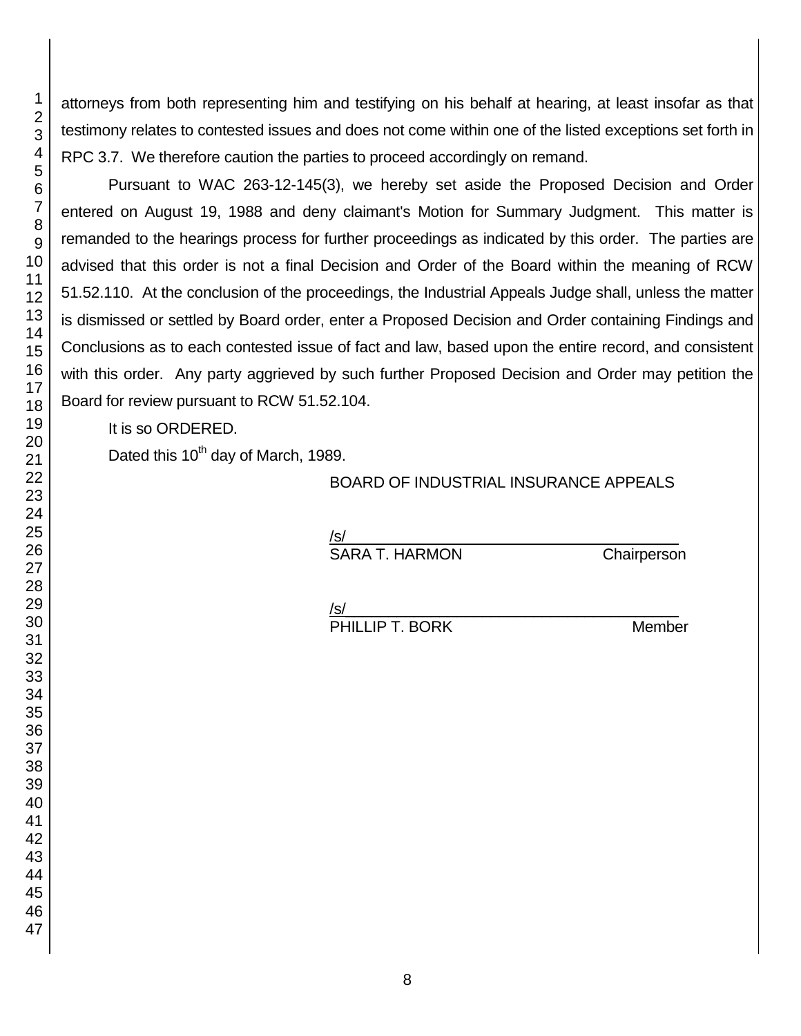attorneys from both representing him and testifying on his behalf at hearing, at least insofar as that testimony relates to contested issues and does not come within one of the listed exceptions set forth in RPC 3.7. We therefore caution the parties to proceed accordingly on remand.

Pursuant to WAC 263-12-145(3), we hereby set aside the Proposed Decision and Order entered on August 19, 1988 and deny claimant's Motion for Summary Judgment. This matter is remanded to the hearings process for further proceedings as indicated by this order. The parties are advised that this order is not a final Decision and Order of the Board within the meaning of RCW 51.52.110. At the conclusion of the proceedings, the Industrial Appeals Judge shall, unless the matter is dismissed or settled by Board order, enter a Proposed Decision and Order containing Findings and Conclusions as to each contested issue of fact and law, based upon the entire record, and consistent with this order. Any party aggrieved by such further Proposed Decision and Order may petition the Board for review pursuant to RCW 51.52.104.

It is so ORDERED.

Dated this 10th day of March, 1989.

BOARD OF INDUSTRIAL INSURANCE APPEALS

/s/
SARA T. HARMON Chairperson

/s/
PHILLIP T. BORK Member